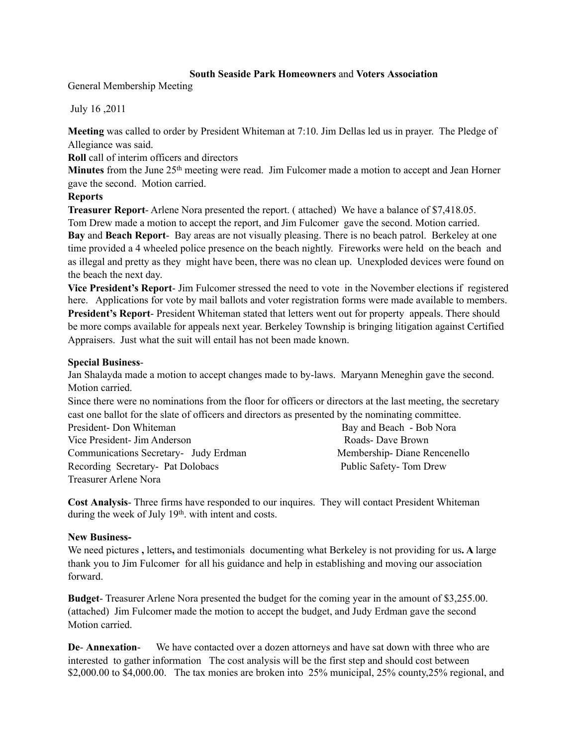**South Seaside Park Homeowners** and **Voters Association**

General Membership Meeting

July 16 ,2011

**Meeting** was called to order by President Whiteman at 7:10. Jim Dellas led us in prayer. The Pledge of Allegiance was said.

**Roll** call of interim officers and directors

**Minutes** from the June 25th meeting were read. Jim Fulcomer made a motion to accept and Jean Horner gave the second. Motion carried.

**Reports**

**Treasurer Report**- Arlene Nora presented the report. ( attached) We have a balance of $7,418.05. Tom Drew made a motion to accept the report, and Jim Fulcomer gave the second. Motion carried.

**Bay** and **Beach Report**- Bay areas are not visually pleasing. There is no beach patrol. Berkeley at one time provided a 4 wheeled police presence on the beach nightly. Fireworks were held on the beach and as illegal and pretty as they might have been, there was no clean up. Unexploded devices were found on the beach the next day.

**Vice President's Report**- Jim Fulcomer stressed the need to vote in the November elections if registered here. Applications for vote by mail ballots and voter registration forms were made available to members.

**President's Report**- President Whiteman stated that letters went out for property appeals. There should be more comps available for appeals next year. Berkeley Township is bringing litigation against Certified Appraisers. Just what the suit will entail has not been made known.

**Special Business**-

Jan Shalayda made a motion to accept changes made to by-laws. Maryann Meneghin gave the second. Motion carried.

Since there were no nominations from the floor for officers or directors at the last meeting, the secretary cast one ballot for the slate of officers and directors as presented by the nominating committee.

President- Don Whiteman
Vice President- Jim Anderson
Communications Secretary- Judy Erdman
Recording Secretary- Pat Dolobacs
Treasurer Arlene Nora

Bay and Beach - Bob Nora
Roads- Dave Brown
Membership- Diane Rencenello
Public Safety- Tom Drew

**Cost Analysis**- Three firms have responded to our inquires. They will contact President Whiteman during the week of July 19th. with intent and costs.

**New Business-**

We need pictures **,** letters**,** and testimonials documenting what Berkeley is not providing for us**. A** large thank you to Jim Fulcomer for all his guidance and help in establishing and moving our association forward.

**Budget**- Treasurer Arlene Nora presented the budget for the coming year in the amount of $3,255.00. (attached) Jim Fulcomer made the motion to accept the budget, and Judy Erdman gave the second Motion carried.

**De**- **Annexation**- We have contacted over a dozen attorneys and have sat down with three who are interested to gather information The cost analysis will be the first step and should cost between $2,000.00 to $4,000.00. The tax monies are broken into 25% municipal, 25% county,25% regional, and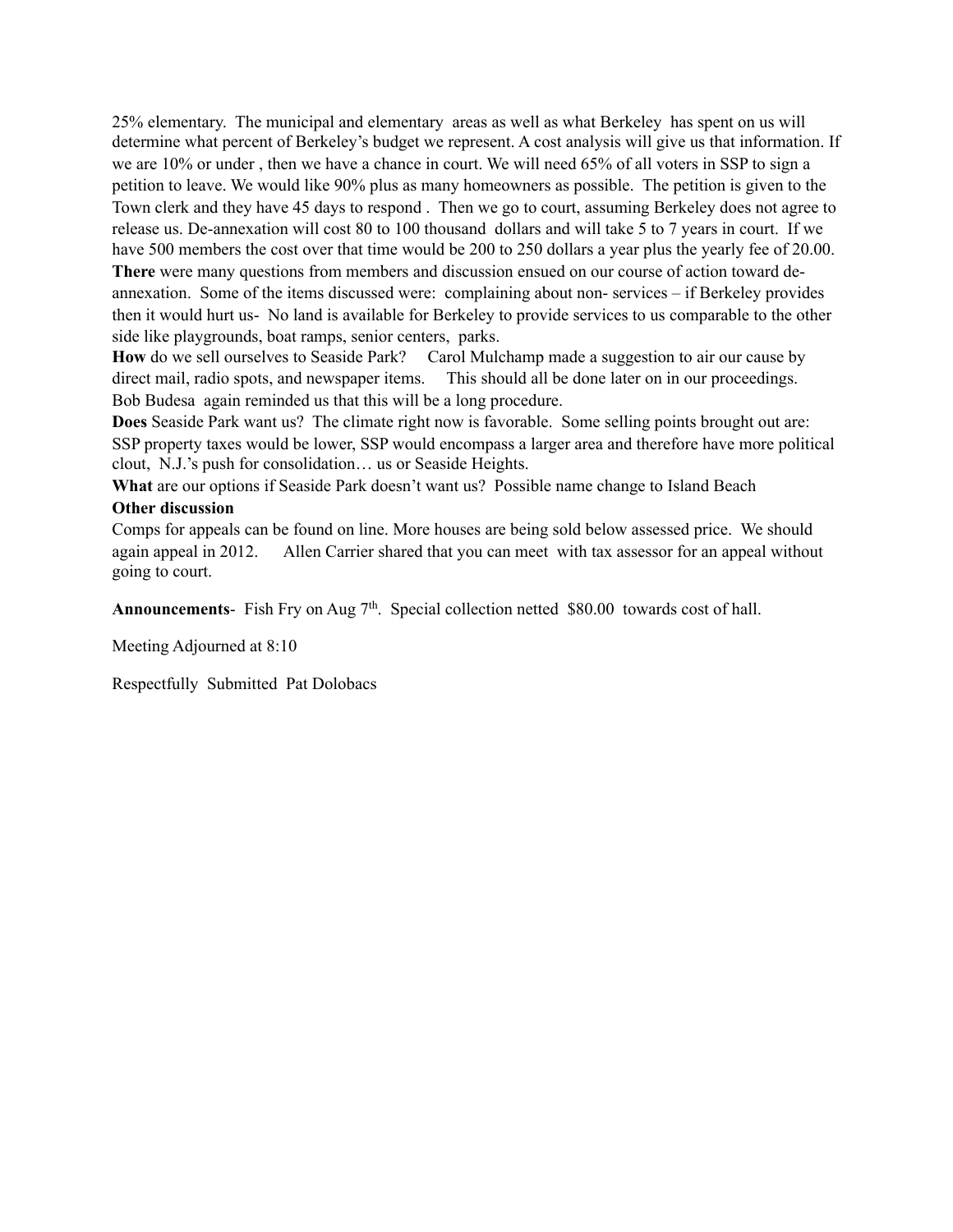25% elementary. The municipal and elementary areas as well as what Berkeley has spent on us will determine what percent of Berkeley's budget we represent. A cost analysis will give us that information. If we are 10% or under , then we have a chance in court. We will need 65% of all voters in SSP to sign a petition to leave. We would like 90% plus as many homeowners as possible. The petition is given to the Town clerk and they have 45 days to respond . Then we go to court, assuming Berkeley does not agree to release us. De-annexation will cost 80 to 100 thousand dollars and will take 5 to 7 years in court. If we have 500 members the cost over that time would be 200 to 250 dollars a year plus the yearly fee of 20.00.
**There** were many questions from members and discussion ensued on our course of action toward de-annexation. Some of the items discussed were: complaining about non- services – if Berkeley provides then it would hurt us- No land is available for Berkeley to provide services to us comparable to the other side like playgrounds, boat ramps, senior centers, parks.
**How** do we sell ourselves to Seaside Park? Carol Mulchamp made a suggestion to air our cause by direct mail, radio spots, and newspaper items. This should all be done later on in our proceedings. Bob Budesa again reminded us that this will be a long procedure.
**Does** Seaside Park want us? The climate right now is favorable. Some selling points brought out are: SSP property taxes would be lower, SSP would encompass a larger area and therefore have more political clout, N.J.'s push for consolidation… us or Seaside Heights.
**What** are our options if Seaside Park doesn't want us? Possible name change to Island Beach
**Other discussion**
Comps for appeals can be found on line. More houses are being sold below assessed price. We should again appeal in 2012. Allen Carrier shared that you can meet with tax assessor for an appeal without going to court.

**Announcements**- Fish Fry on Aug 7th. Special collection netted $80.00 towards cost of hall.

Meeting Adjourned at 8:10

Respectfully Submitted Pat Dolobacs